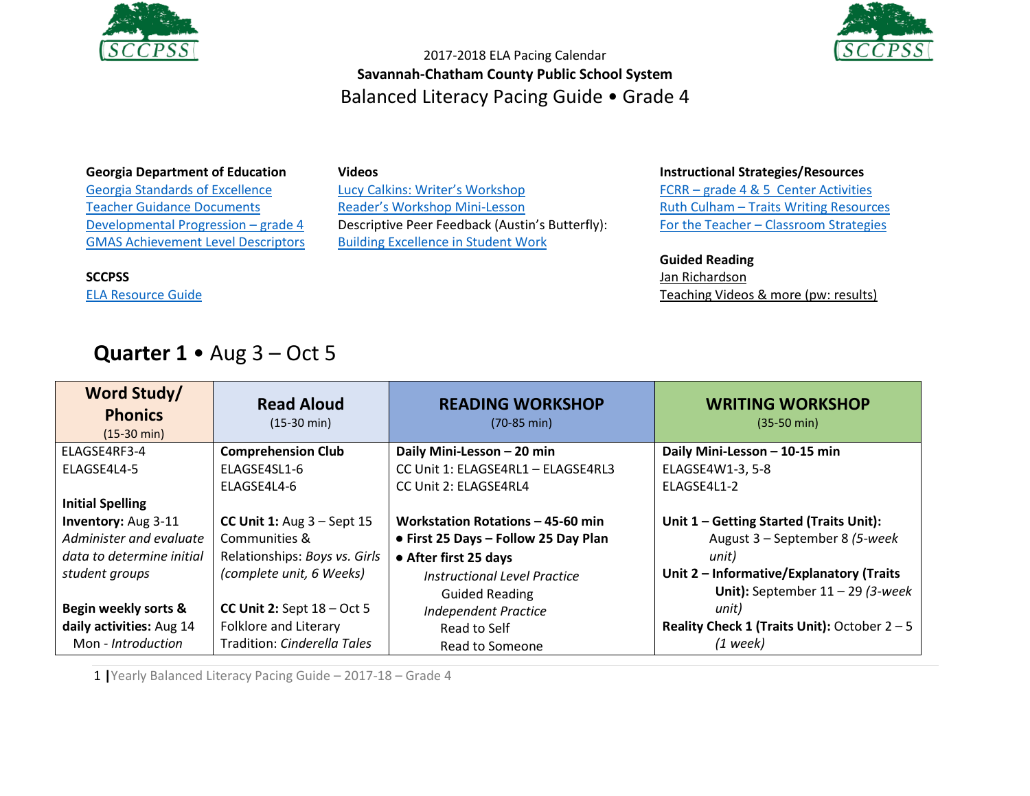2017-2018 ELA Pacing Calendar

**Savannah-Chatham County Public School System**

# Balanced Literacy Pacing Guide • Grade 4

**Georgia Department of Education**
Georgia Standards of Excellence
Teacher Guidance Documents
Developmental Progression – grade 4
GMAS Achievement Level Descriptors

**SCCPSS**
ELA Resource Guide

**Videos**
Lucy Calkins: Writer's Workshop
Reader's Workshop Mini-Lesson
Descriptive Peer Feedback (Austin's Butterfly):
Building Excellence in Student Work

**Instructional Strategies/Resources**
FCRR – grade 4 & 5 Center Activities
Ruth Culham – Traits Writing Resources
For the Teacher – Classroom Strategies

**Guided Reading**
Jan Richardson
Teaching Videos & more (pw: results)

## Quarter 1 • Aug 3 – Oct 5

| Word Study/ Phonics (15-30 min) | Read Aloud (15-30 min) | READING WORKSHOP (70-85 min) | WRITING WORKSHOP (35-50 min) |
|---|---|---|---|
| ELAGSE4RF3-4<br>ELAGSE4L4-5<br><br>**Initial Spelling Inventory:** Aug 3-11<br>*Administer and evaluate data to determine initial student groups*<br><br>**Begin weekly sorts & daily activities:** Aug 14<br>Mon - *Introduction* | **Comprehension Club**<br>ELAGSE4SL1-6<br>ELAGSE4L4-6<br><br>**CC Unit 1:** Aug 3 – Sept 15<br>Communities & Relationships: *Boys vs. Girls (complete unit, 6 Weeks)*<br><br>**CC Unit 2:** Sept 18 – Oct 5<br>Folklore and Literary Tradition: *Cinderella Tales* | **Daily Mini-Lesson – 20 min**<br>CC Unit 1: ELAGSE4RL1 – ELAGSE4RL3<br>CC Unit 2: ELAGSE4RL4<br><br>**Workstation Rotations – 45-60 min**<br>● **First 25 Days – Follow 25 Day Plan**<br>● **After first 25 days**<br>*Instructional Level Practice*<br>Guided Reading<br>*Independent Practice*<br>Read to Self<br>Read to Someone | **Daily Mini-Lesson – 10-15 min**<br>ELAGSE4W1-3, 5-8<br>ELAGSE4L1-2<br><br>**Unit 1 – Getting Started (Traits Unit):** August 3 – September 8 *(5-week unit)*<br>**Unit 2 – Informative/Explanatory (Traits Unit):** September 11 – 29 *(3-week unit)*<br>**Reality Check 1 (Traits Unit):** October 2 – 5 *(1 week)* |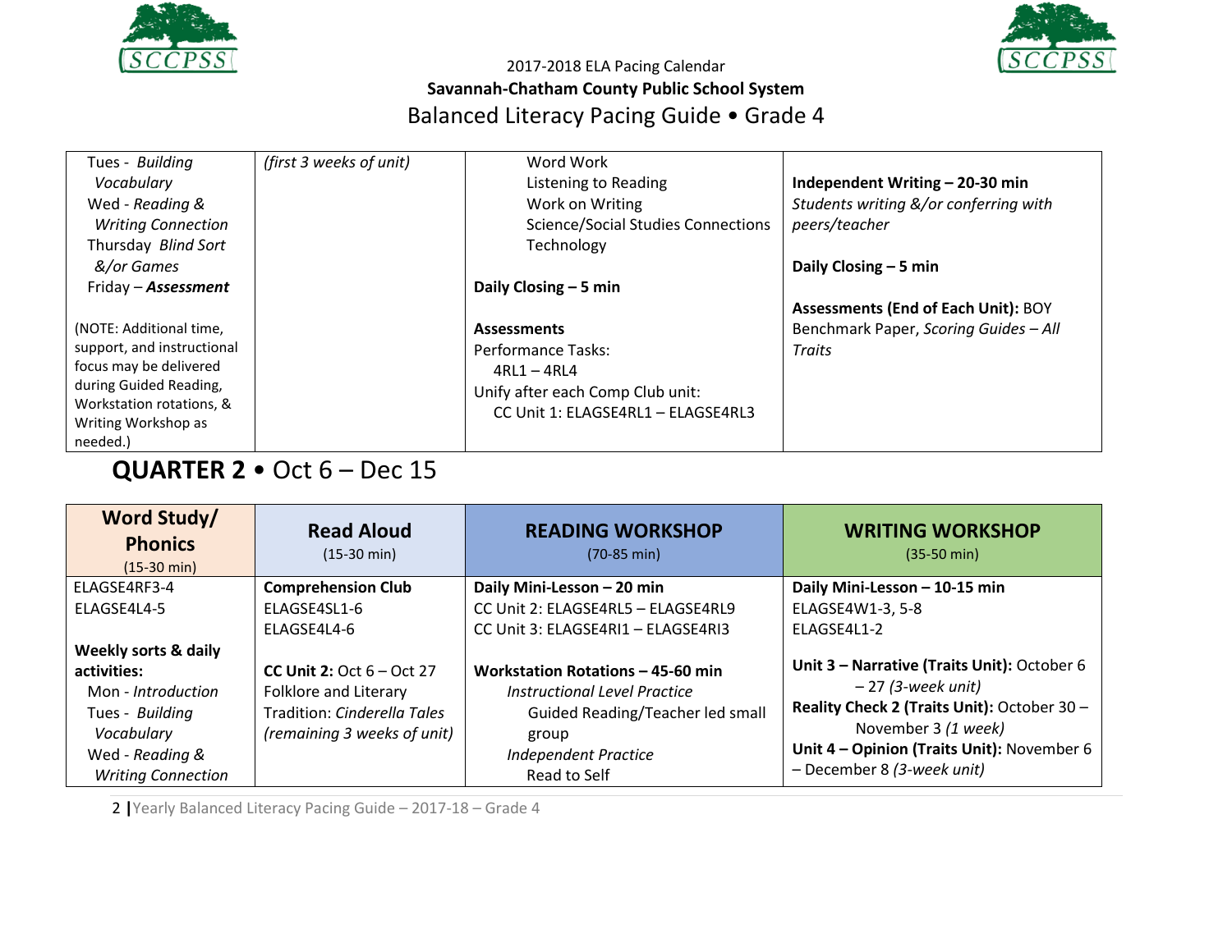2017-2018 ELA Pacing Calendar

**Savannah-Chatham County Public School System**

Balanced Literacy Pacing Guide • Grade 4

| | | | |
|---|---|---|---|
| Tues - *Building Vocabulary*<br>Wed - *Reading & Writing Connection*<br>Thursday *Blind Sort &/or Games*<br>Friday – ***Assessment***<br><br>(NOTE: Additional time, support, and instructional focus may be delivered during Guided Reading, Workstation rotations, & Writing Workshop as needed.) | *(first 3 weeks of unit)* | Word Work<br>Listening to Reading<br>Work on Writing<br>Science/Social Studies Connections<br>Technology<br><br>**Daily Closing – 5 min**<br><br>**Assessments**<br>Performance Tasks:<br>4RL1 – 4RL4<br>Unify after each Comp Club unit:<br>CC Unit 1: ELAGSE4RL1 – ELAGSE4RL3 | **Independent Writing – 20-30 min**<br>*Students writing &/or conferring with peers/teacher*<br><br>**Daily Closing – 5 min**<br><br>**Assessments (End of Each Unit):** BOY Benchmark Paper, *Scoring Guides – All Traits* |

## QUARTER 2 • Oct 6 – Dec 15

| Word Study/ Phonics (15-30 min) | Read Aloud (15-30 min) | READING WORKSHOP (70-85 min) | WRITING WORKSHOP (35-50 min) |
|---|---|---|---|
| ELAGSE4RF3-4<br>ELAGSE4L4-5<br><br>**Weekly sorts & daily activities:**<br>Mon - *Introduction*<br>Tues - *Building Vocabulary*<br>Wed - *Reading & Writing Connection* | **Comprehension Club**<br>ELAGSE4SL1-6<br>ELAGSE4L4-6<br><br>**CC Unit 2:** Oct 6 – Oct 27<br>Folklore and Literary Tradition: *Cinderella Tales (remaining 3 weeks of unit)* | **Daily Mini-Lesson – 20 min**<br>CC Unit 2: ELAGSE4RL5 – ELAGSE4RL9<br>CC Unit 3: ELAGSE4RI1 – ELAGSE4RI3<br><br>**Workstation Rotations – 45-60 min**<br>*Instructional Level Practice*<br>Guided Reading/Teacher led small group<br>*Independent Practice*<br>Read to Self | **Daily Mini-Lesson – 10-15 min**<br>ELAGSE4W1-3, 5-8<br>ELAGSE4L1-2<br><br>**Unit 3 – Narrative (Traits Unit):** October 6 – 27 *(3-week unit)*<br>**Reality Check 2 (Traits Unit):** October 30 – November 3 *(1 week)*<br>**Unit 4 – Opinion (Traits Unit):** November 6 – December 8 *(3-week unit)* |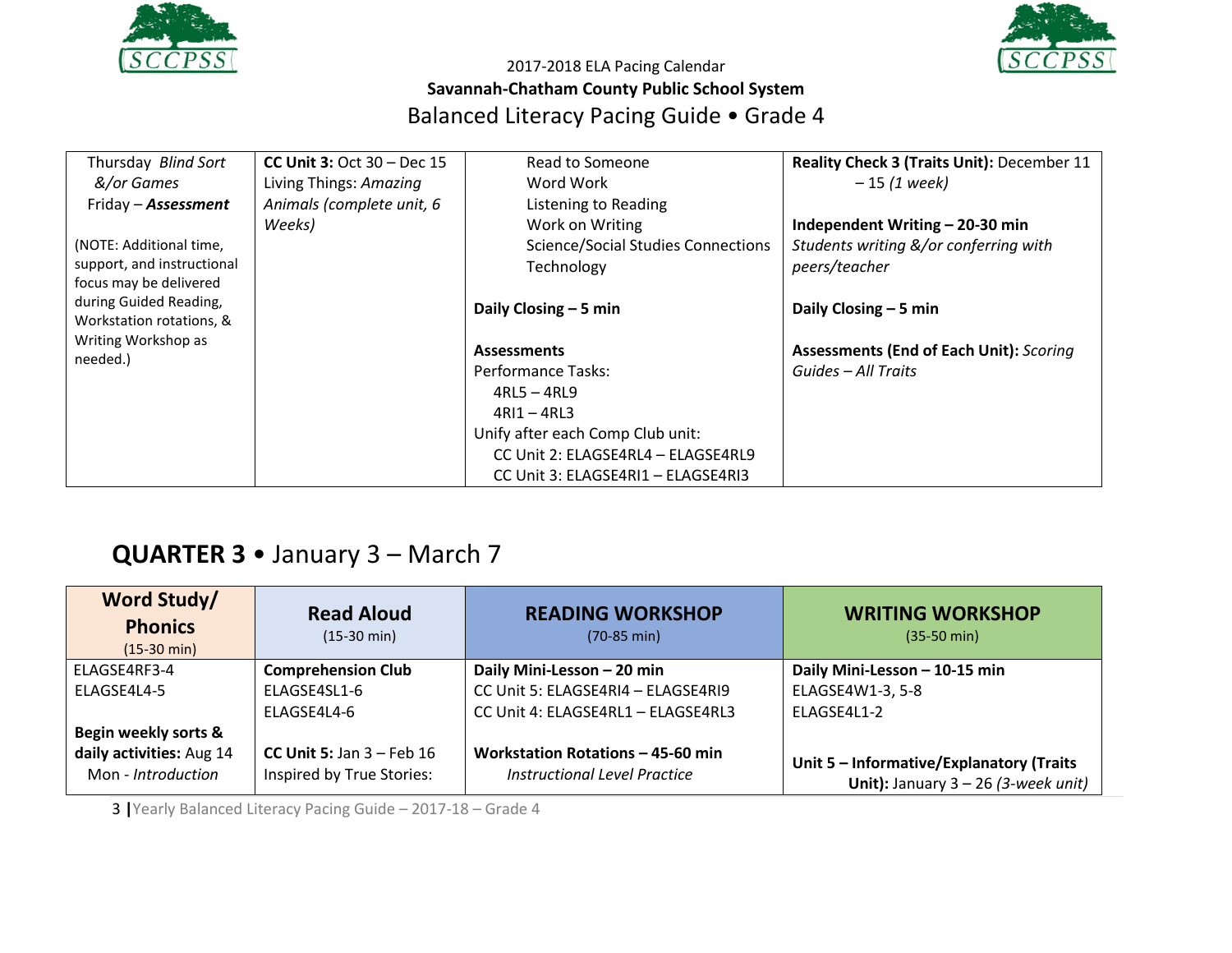2017-2018 ELA Pacing Calendar

**Savannah-Chatham County Public School System**

Balanced Literacy Pacing Guide • Grade 4

| | | | |
|---|---|---|---|
| Thursday *Blind Sort &/or Games*<br>Friday – ***Assessment***<br><br>(NOTE: Additional time, support, and instructional focus may be delivered during Guided Reading, Workstation rotations, & Writing Workshop as needed.) | **CC Unit 3:** Oct 30 – Dec 15<br>Living Things: *Amazing Animals (complete unit, 6 Weeks)* | Read to Someone<br>Word Work<br>Listening to Reading<br>Work on Writing<br>Science/Social Studies Connections<br>Technology<br><br>**Daily Closing – 5 min**<br><br>**Assessments**<br>Performance Tasks:<br>4RL5 – 4RL9<br>4RI1 – 4RL3<br>Unify after each Comp Club unit:<br>CC Unit 2: ELAGSE4RL4 – ELAGSE4RL9<br>CC Unit 3: ELAGSE4RI1 – ELAGSE4RI3 | **Reality Check 3 (Traits Unit):** December 11 – 15 *(1 week)*<br><br>**Independent Writing – 20-30 min**<br>*Students writing &/or conferring with peers/teacher*<br><br>**Daily Closing – 5 min**<br><br>**Assessments (End of Each Unit):** *Scoring Guides – All Traits* |

## QUARTER 3 • January 3 – March 7

| **Word Study/ Phonics** (15-30 min) | **Read Aloud** (15-30 min) | **READING WORKSHOP** (70-85 min) | **WRITING WORKSHOP** (35-50 min) |
|---|---|---|---|
| ELAGSE4RF3-4<br>ELAGSE4L4-5<br><br>**Begin weekly sorts & daily activities:** Aug 14<br>Mon - *Introduction* | **Comprehension Club**<br>ELAGSE4SL1-6<br>ELAGSE4L4-6<br><br>**CC Unit 5:** Jan 3 – Feb 16<br>Inspired by True Stories: | **Daily Mini-Lesson – 20 min**<br>CC Unit 5: ELAGSE4RI4 – ELAGSE4RI9<br>CC Unit 4: ELAGSE4RL1 – ELAGSE4RL3<br><br>**Workstation Rotations – 45-60 min**<br>*Instructional Level Practice* | **Daily Mini-Lesson – 10-15 min**<br>ELAGSE4W1-3, 5-8<br>ELAGSE4L1-2<br><br>**Unit 5 – Informative/Explanatory (Traits Unit):** January 3 – 26 *(3-week unit)* |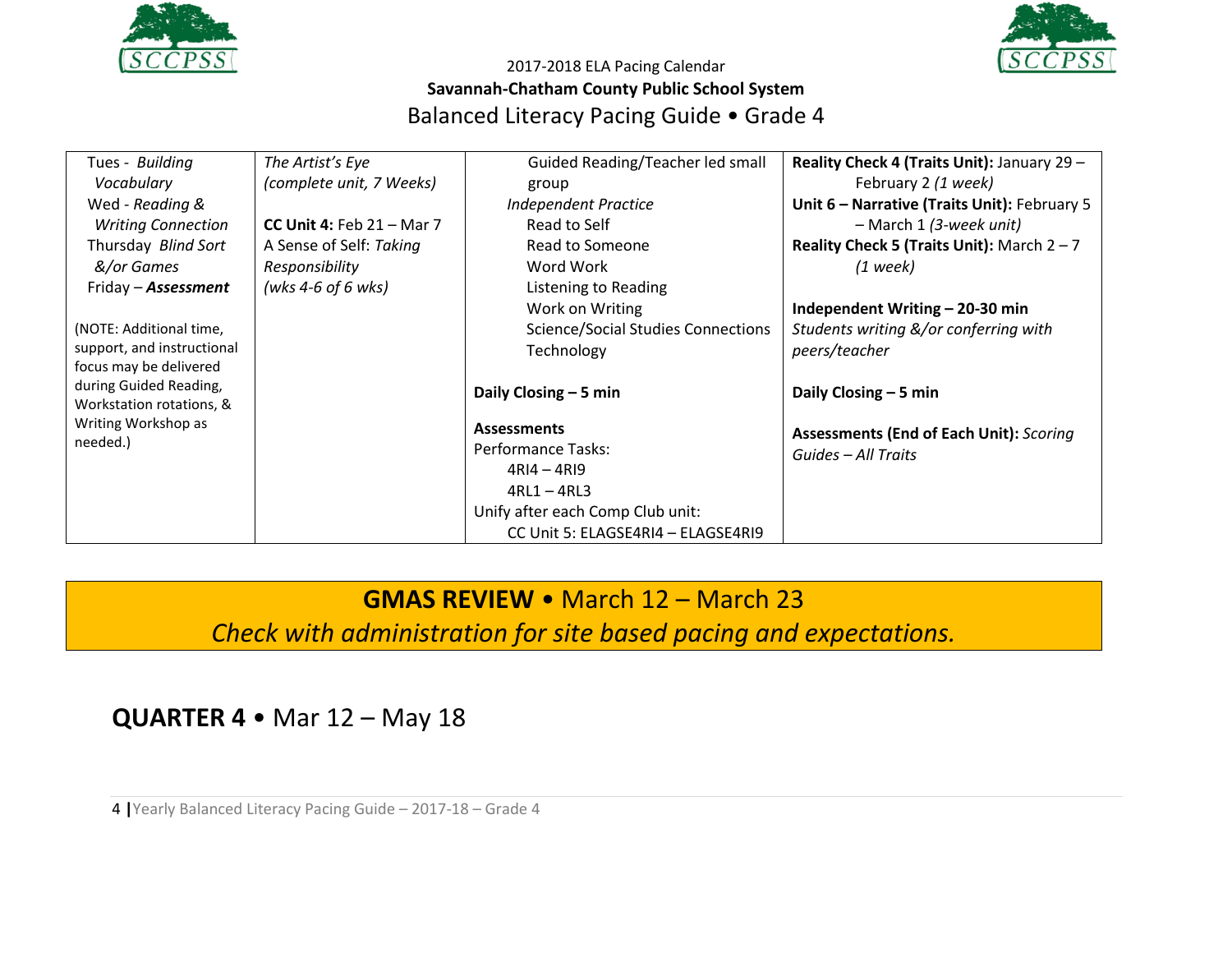2017-2018 ELA Pacing Calendar

**Savannah-Chatham County Public School System**

Balanced Literacy Pacing Guide • Grade 4

| | | | |
|---|---|---|---|
| Tues - *Building Vocabulary*<br>Wed - *Reading & Writing Connection*<br>Thursday *Blind Sort &/or Games*<br>Friday – ***Assessment***<br><br>(NOTE: Additional time, support, and instructional focus may be delivered during Guided Reading, Workstation rotations, & Writing Workshop as needed.) | *The Artist's Eye (complete unit, 7 Weeks)*<br><br>**CC Unit 4:** Feb 21 – Mar 7<br>A Sense of Self: *Taking Responsibility*<br>*(wks 4-6 of 6 wks)* | Guided Reading/Teacher led small group<br>*Independent Practice*<br>Read to Self<br>Read to Someone<br>Word Work<br>Listening to Reading<br>Work on Writing<br>Science/Social Studies Connections<br>Technology<br><br>**Daily Closing – 5 min**<br><br>**Assessments**<br>Performance Tasks:<br>4RI4 – 4RI9<br>4RL1 – 4RL3<br>Unify after each Comp Club unit:<br>CC Unit 5: ELAGSE4RI4 – ELAGSE4RI9 | **Reality Check 4 (Traits Unit):** January 29 – February 2 *(1 week)*<br>**Unit 6 – Narrative (Traits Unit):** February 5 – March 1 *(3-week unit)*<br>**Reality Check 5 (Traits Unit):** March 2 – 7 *(1 week)*<br><br>**Independent Writing – 20-30 min**<br>*Students writing &/or conferring with peers/teacher*<br><br>**Daily Closing – 5 min**<br><br>**Assessments (End of Each Unit):** *Scoring Guides – All Traits* |

**GMAS REVIEW** • March 12 – March 23

*Check with administration for site based pacing and expectations.*

## **QUARTER 4** • Mar 12 – May 18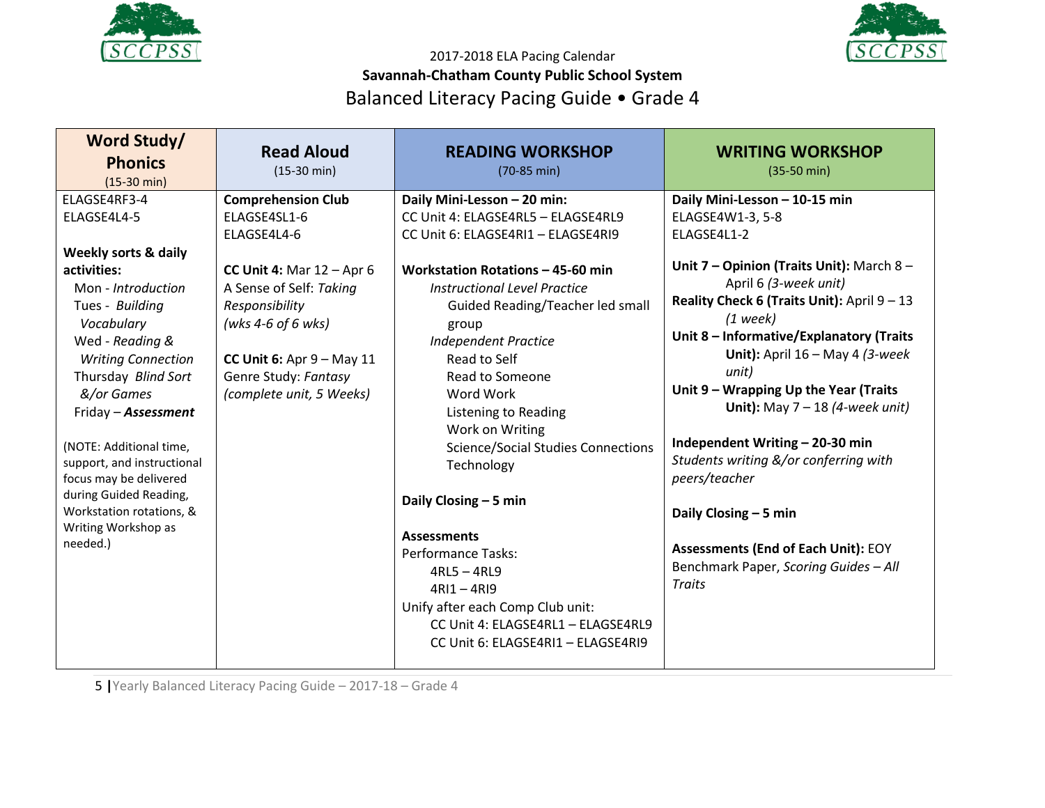2017-2018 ELA Pacing Calendar

**Savannah-Chatham County Public School System**

# Balanced Literacy Pacing Guide • Grade 4

| **Word Study/ Phonics** (15-30 min) | **Read Aloud** (15-30 min) | **READING WORKSHOP** (70-85 min) | **WRITING WORKSHOP** (35-50 min) |
|---|---|---|---|
| ELAGSE4RF3-4<br>ELAGSE4L4-5<br><br>**Weekly sorts & daily activities:**<br>Mon - *Introduction*<br>Tues - *Building Vocabulary*<br>Wed - *Reading & Writing Connection*<br>Thursday *Blind Sort &/or Games*<br>Friday – ***Assessment***<br><br>(NOTE: Additional time, support, and instructional focus may be delivered during Guided Reading, Workstation rotations, & Writing Workshop as needed.) | **Comprehension Club**<br>ELAGSE4SL1-6<br>ELAGSE4L4-6<br><br>**CC Unit 4:** Mar 12 – Apr 6<br>A Sense of Self: *Taking Responsibility*<br>*(wks 4-6 of 6 wks)*<br><br>**CC Unit 6:** Apr 9 – May 11<br>Genre Study: *Fantasy*<br>*(complete unit, 5 Weeks)* | **Daily Mini-Lesson – 20 min:**<br>CC Unit 4: ELAGSE4RL5 – ELAGSE4RL9<br>CC Unit 6: ELAGSE4RI1 – ELAGSE4RI9<br><br>**Workstation Rotations – 45-60 min**<br>*Instructional Level Practice*<br>Guided Reading/Teacher led small group<br>*Independent Practice*<br>Read to Self<br>Read to Someone<br>Word Work<br>Listening to Reading<br>Work on Writing<br>Science/Social Studies Connections<br>Technology<br><br>**Daily Closing – 5 min**<br><br>**Assessments**<br>Performance Tasks:<br>4RL5 – 4RL9<br>4RI1 – 4RI9<br>Unify after each Comp Club unit:<br>CC Unit 4: ELAGSE4RL1 – ELAGSE4RL9<br>CC Unit 6: ELAGSE4RI1 – ELAGSE4RI9 | **Daily Mini-Lesson – 10-15 min**<br>ELAGSE4W1-3, 5-8<br>ELAGSE4L1-2<br><br>**Unit 7 – Opinion (Traits Unit):** March 8 – April 6 *(3-week unit)*<br>**Reality Check 6 (Traits Unit):** April 9 – 13 *(1 week)*<br>**Unit 8 – Informative/Explanatory (Traits Unit):** April 16 – May 4 *(3-week unit)*<br>**Unit 9 – Wrapping Up the Year (Traits Unit):** May 7 – 18 *(4-week unit)*<br><br>**Independent Writing – 20-30 min**<br>*Students writing &/or conferring with peers/teacher*<br><br>**Daily Closing – 5 min**<br><br>**Assessments (End of Each Unit):** EOY Benchmark Paper, *Scoring Guides – All Traits* |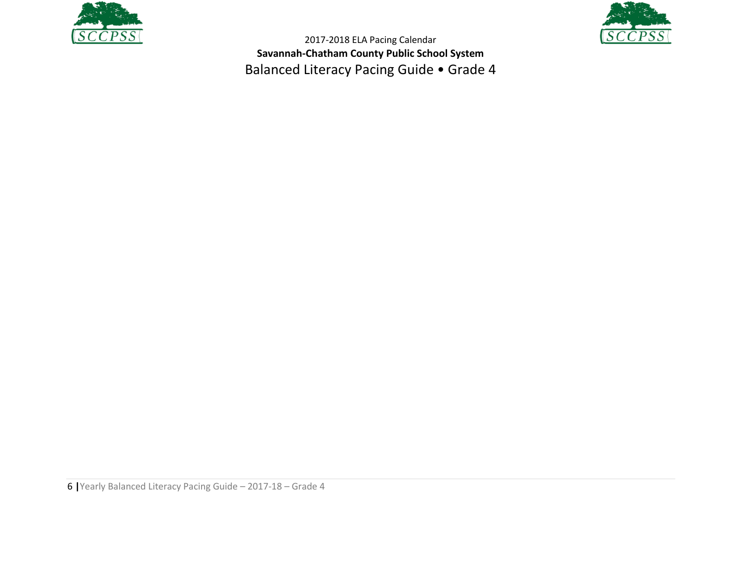2017-2018 ELA Pacing Calendar

**Savannah-Chatham County Public School System**

Balanced Literacy Pacing Guide • Grade 4